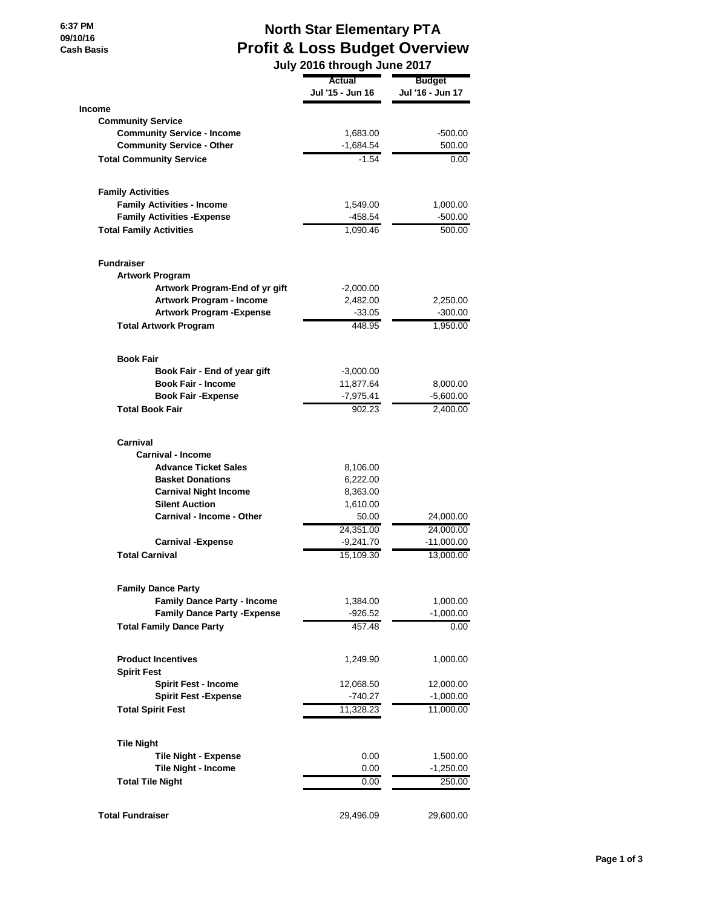6:37 PM
09/10/16
Cash Basis

# North Star Elementary PTA
## Profit & Loss Budget Overview
### July 2016 through June 2017

| | Actual<br>Jul '15 - Jun 16 | Budget<br>Jul '16 - Jun 17 |
|---|---|---|
| **Income** | | |
| **Community Service** | | |
| **Community Service - Income** | 1,683.00 | -500.00 |
| **Community Service - Other** | -1,684.54 | 500.00 |
| **Total Community Service** | -1.54 | 0.00 |
| | | |
| **Family Activities** | | |
| **Family Activities - Income** | 1,549.00 | 1,000.00 |
| **Family Activities -Expense** | -458.54 | -500.00 |
| **Total Family Activities** | 1,090.46 | 500.00 |
| | | |
| **Fundraiser** | | |
| **Artwork Program** | | |
| **Artwork Program-End of yr gift** | -2,000.00 | |
| **Artwork Program - Income** | 2,482.00 | 2,250.00 |
| **Artwork Program -Expense** | -33.05 | -300.00 |
| **Total Artwork Program** | 448.95 | 1,950.00 |
| | | |
| **Book Fair** | | |
| **Book Fair - End of year gift** | -3,000.00 | |
| **Book Fair - Income** | 11,877.64 | 8,000.00 |
| **Book Fair -Expense** | -7,975.41 | -5,600.00 |
| **Total Book Fair** | 902.23 | 2,400.00 |
| | | |
| **Carnival** | | |
| **Carnival - Income** | | |
| **Advance Ticket Sales** | 8,106.00 | |
| **Basket Donations** | 6,222.00 | |
| **Carnival Night Income** | 8,363.00 | |
| **Silent Auction** | 1,610.00 | |
| **Carnival - Income - Other** | 50.00 | 24,000.00 |
| | 24,351.00 | 24,000.00 |
| **Carnival -Expense** | -9,241.70 | -11,000.00 |
| **Total Carnival** | 15,109.30 | 13,000.00 |
| | | |
| **Family Dance Party** | | |
| **Family Dance Party - Income** | 1,384.00 | 1,000.00 |
| **Family Dance Party -Expense** | -926.52 | -1,000.00 |
| **Total Family Dance Party** | 457.48 | 0.00 |
| | | |
| **Product Incentives** | 1,249.90 | 1,000.00 |
| **Spirit Fest** | | |
| **Spirit Fest - Income** | 12,068.50 | 12,000.00 |
| **Spirit Fest -Expense** | -740.27 | -1,000.00 |
| **Total Spirit Fest** | 11,328.23 | 11,000.00 |
| | | |
| **Tile Night** | | |
| **Tile Night - Expense** | 0.00 | 1,500.00 |
| **Tile Night - Income** | 0.00 | -1,250.00 |
| **Total Tile Night** | 0.00 | 250.00 |
| | | |
| **Total Fundraiser** | 29,496.09 | 29,600.00 |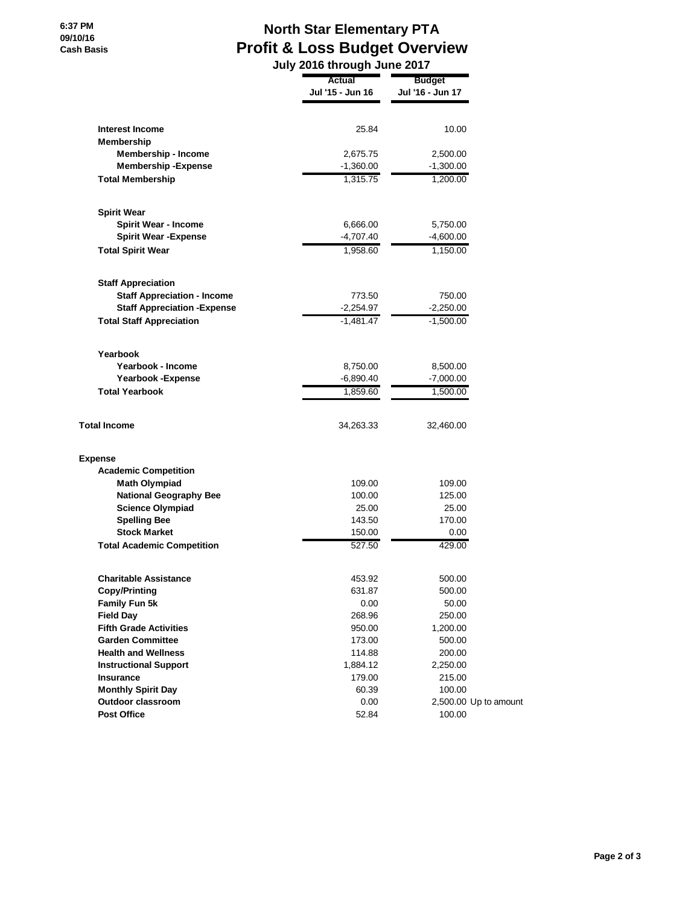6:37 PM
09/10/16
Cash Basis

# North Star Elementary PTA
## Profit & Loss Budget Overview
### July 2016 through June 2017

| | Actual Jul '15 - Jun 16 | Budget Jul '16 - Jun 17 | |
|---|---|---|---|
| **Interest Income** | 25.84 | 10.00 | |
| **Membership** | | | |
| **Membership - Income** | 2,675.75 | 2,500.00 | |
| **Membership -Expense** | -1,360.00 | -1,300.00 | |
| **Total Membership** | 1,315.75 | 1,200.00 | |
| **Spirit Wear** | | | |
| **Spirit Wear - Income** | 6,666.00 | 5,750.00 | |
| **Spirit Wear -Expense** | -4,707.40 | -4,600.00 | |
| **Total Spirit Wear** | 1,958.60 | 1,150.00 | |
| **Staff Appreciation** | | | |
| **Staff Appreciation - Income** | 773.50 | 750.00 | |
| **Staff Appreciation -Expense** | -2,254.97 | -2,250.00 | |
| **Total Staff Appreciation** | -1,481.47 | -1,500.00 | |
| **Yearbook** | | | |
| **Yearbook - Income** | 8,750.00 | 8,500.00 | |
| **Yearbook -Expense** | -6,890.40 | -7,000.00 | |
| **Total Yearbook** | 1,859.60 | 1,500.00 | |
| **Total Income** | 34,263.33 | 32,460.00 | |
| **Expense** | | | |
| **Academic Competition** | | | |
| **Math Olympiad** | 109.00 | 109.00 | |
| **National Geography Bee** | 100.00 | 125.00 | |
| **Science Olympiad** | 25.00 | 25.00 | |
| **Spelling Bee** | 143.50 | 170.00 | |
| **Stock Market** | 150.00 | 0.00 | |
| **Total Academic Competition** | 527.50 | 429.00 | |
| **Charitable Assistance** | 453.92 | 500.00 | |
| **Copy/Printing** | 631.87 | 500.00 | |
| **Family Fun 5k** | 0.00 | 50.00 | |
| **Field Day** | 268.96 | 250.00 | |
| **Fifth Grade Activities** | 950.00 | 1,200.00 | |
| **Garden Committee** | 173.00 | 500.00 | |
| **Health and Wellness** | 114.88 | 200.00 | |
| **Instructional Support** | 1,884.12 | 2,250.00 | |
| **Insurance** | 179.00 | 215.00 | |
| **Monthly Spirit Day** | 60.39 | 100.00 | |
| **Outdoor classroom** | 0.00 | 2,500.00 | Up to amount |
| **Post Office** | 52.84 | 100.00 | |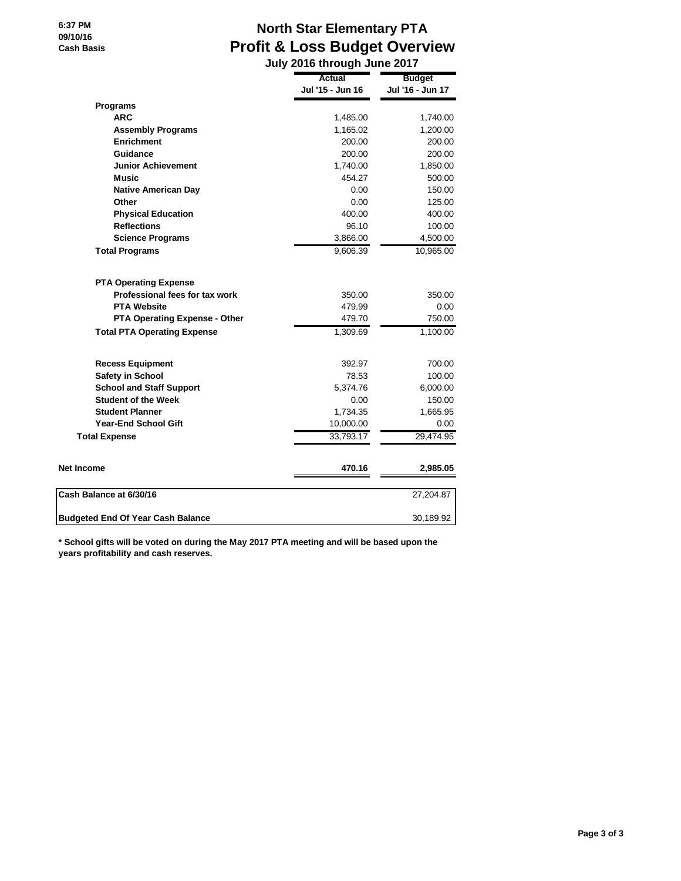6:37 PM
09/10/16
Cash Basis

# North Star Elementary PTA
## Profit & Loss Budget Overview
### July 2016 through June 2017

| | Actual Jul '15 - Jun 16 | Budget Jul '16 - Jun 17 |
|---|---|---|
| **Programs** | | |
| **ARC** | 1,485.00 | 1,740.00 |
| **Assembly Programs** | 1,165.02 | 1,200.00 |
| **Enrichment** | 200.00 | 200.00 |
| **Guidance** | 200.00 | 200.00 |
| **Junior Achievement** | 1,740.00 | 1,850.00 |
| **Music** | 454.27 | 500.00 |
| **Native American Day** | 0.00 | 150.00 |
| **Other** | 0.00 | 125.00 |
| **Physical Education** | 400.00 | 400.00 |
| **Reflections** | 96.10 | 100.00 |
| **Science Programs** | 3,866.00 | 4,500.00 |
| **Total Programs** | 9,606.39 | 10,965.00 |
| | | |
| **PTA Operating Expense** | | |
| **Professional fees for tax work** | 350.00 | 350.00 |
| **PTA Website** | 479.99 | 0.00 |
| **PTA Operating Expense - Other** | 479.70 | 750.00 |
| **Total PTA Operating Expense** | 1,309.69 | 1,100.00 |
| | | |
| **Recess Equipment** | 392.97 | 700.00 |
| **Safety in School** | 78.53 | 100.00 |
| **School and Staff Support** | 5,374.76 | 6,000.00 |
| **Student of the Week** | 0.00 | 150.00 |
| **Student Planner** | 1,734.35 | 1,665.95 |
| **Year-End School Gift** | 10,000.00 | 0.00 |
| **Total Expense** | 33,793.17 | 29,474.95 |
| | | |
| **Net Income** | **470.16** | **2,985.05** |

| | |
|---|---|
| **Cash Balance at 6/30/16** | 27,204.87 |
| **Budgeted End Of Year Cash Balance** | 30,189.92 |

**\* School gifts will be voted on during the May 2017 PTA meeting and will be based upon the years profitability and cash reserves.**